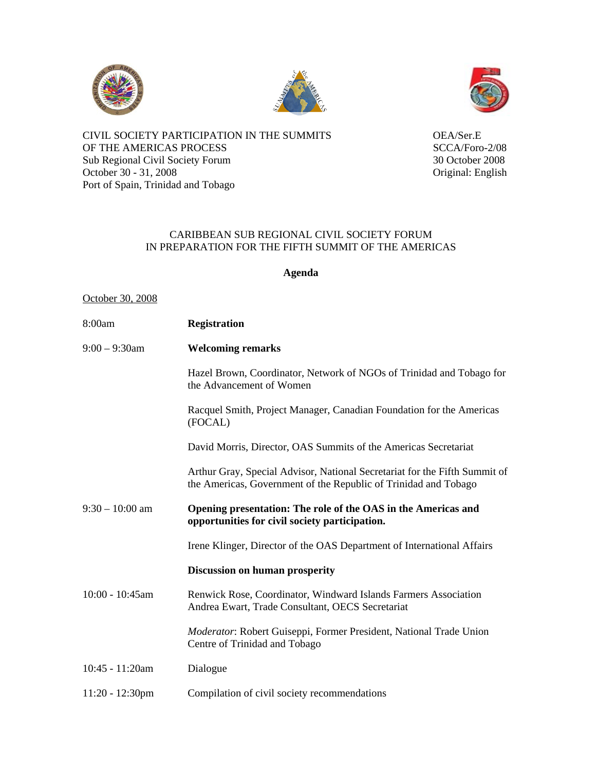CIVIL SOCIETY PARTICIPATION IN THE SUMMITS OF THE AMERICAS PROCESS
Sub Regional Civil Society Forum
October 30 - 31, 2008
Port of Spain, Trinidad and Tobago

OEA/Ser.E
SCCA/Foro-2/08
30 October 2008
Original: English

CARIBBEAN SUB REGIONAL CIVIL SOCIETY FORUM
IN PREPARATION FOR THE FIFTH SUMMIT OF THE AMERICAS

**Agenda**

October 30, 2008

| | |
|---|---|
| 8:00am | **Registration** |
| 9:00 – 9:30am | **Welcoming remarks** |
| | Hazel Brown, Coordinator, Network of NGOs of Trinidad and Tobago for the Advancement of Women |
| | Racquel Smith, Project Manager, Canadian Foundation for the Americas (FOCAL) |
| | David Morris, Director, OAS Summits of the Americas Secretariat |
| | Arthur Gray, Special Advisor, National Secretariat for the Fifth Summit of the Americas, Government of the Republic of Trinidad and Tobago |
| 9:30 – 10:00 am | **Opening presentation: The role of the OAS in the Americas and opportunities for civil society participation.** |
| | Irene Klinger, Director of the OAS Department of International Affairs |
| | **Discussion on human prosperity** |
| 10:00 - 10:45am | Renwick Rose, Coordinator, Windward Islands Farmers Association<br>Andrea Ewart, Trade Consultant, OECS Secretariat |
| | *Moderator*: Robert Guiseppi, Former President, National Trade Union Centre of Trinidad and Tobago |
| 10:45 - 11:20am | Dialogue |
| 11:20 - 12:30pm | Compilation of civil society recommendations |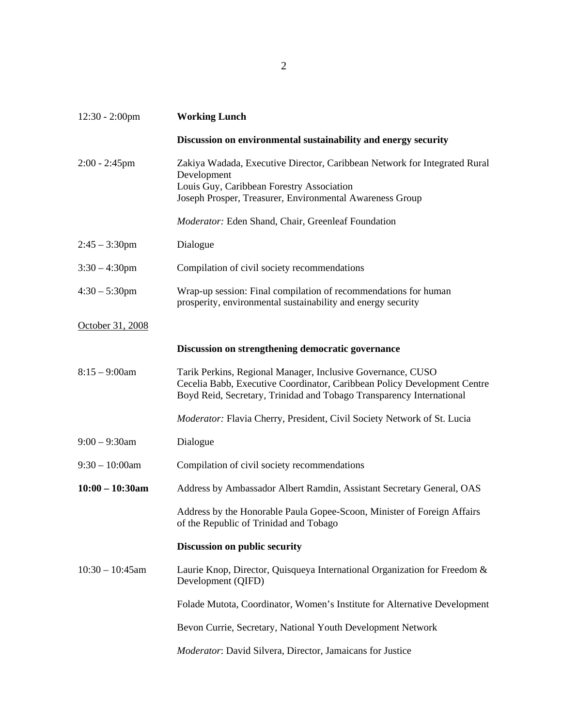| | |
|---|---|
| 12:30 - 2:00pm | **Working Lunch** |
| | **Discussion on environmental sustainability and energy security** |
| 2:00 - 2:45pm | Zakiya Wadada, Executive Director, Caribbean Network for Integrated Rural Development<br>Louis Guy, Caribbean Forestry Association<br>Joseph Prosper, Treasurer, Environmental Awareness Group |
| | *Moderator:* Eden Shand, Chair, Greenleaf Foundation |
| 2:45 – 3:30pm | Dialogue |
| 3:30 – 4:30pm | Compilation of civil society recommendations |
| 4:30 – 5:30pm | Wrap-up session: Final compilation of recommendations for human prosperity, environmental sustainability and energy security |

<u>October 31, 2008</u>

| | |
|---|---|
| | **Discussion on strengthening democratic governance** |
| 8:15 – 9:00am | Tarik Perkins, Regional Manager, Inclusive Governance, CUSO<br>Cecelia Babb, Executive Coordinator, Caribbean Policy Development Centre<br>Boyd Reid, Secretary, Trinidad and Tobago Transparency International |
| | *Moderator:* Flavia Cherry, President, Civil Society Network of St. Lucia |
| 9:00 – 9:30am | Dialogue |
| 9:30 – 10:00am | Compilation of civil society recommendations |
| **10:00 – 10:30am** | Address by Ambassador Albert Ramdin, Assistant Secretary General, OAS |
| | Address by the Honorable Paula Gopee-Scoon, Minister of Foreign Affairs of the Republic of Trinidad and Tobago |
| | **Discussion on public security** |
| 10:30 – 10:45am | Laurie Knop, Director, Quisqueya International Organization for Freedom & Development (QIFD) |
| | Folade Mutota, Coordinator, Women's Institute for Alternative Development |
| | Bevon Currie, Secretary, National Youth Development Network |
| | *Moderator*: David Silvera, Director, Jamaicans for Justice |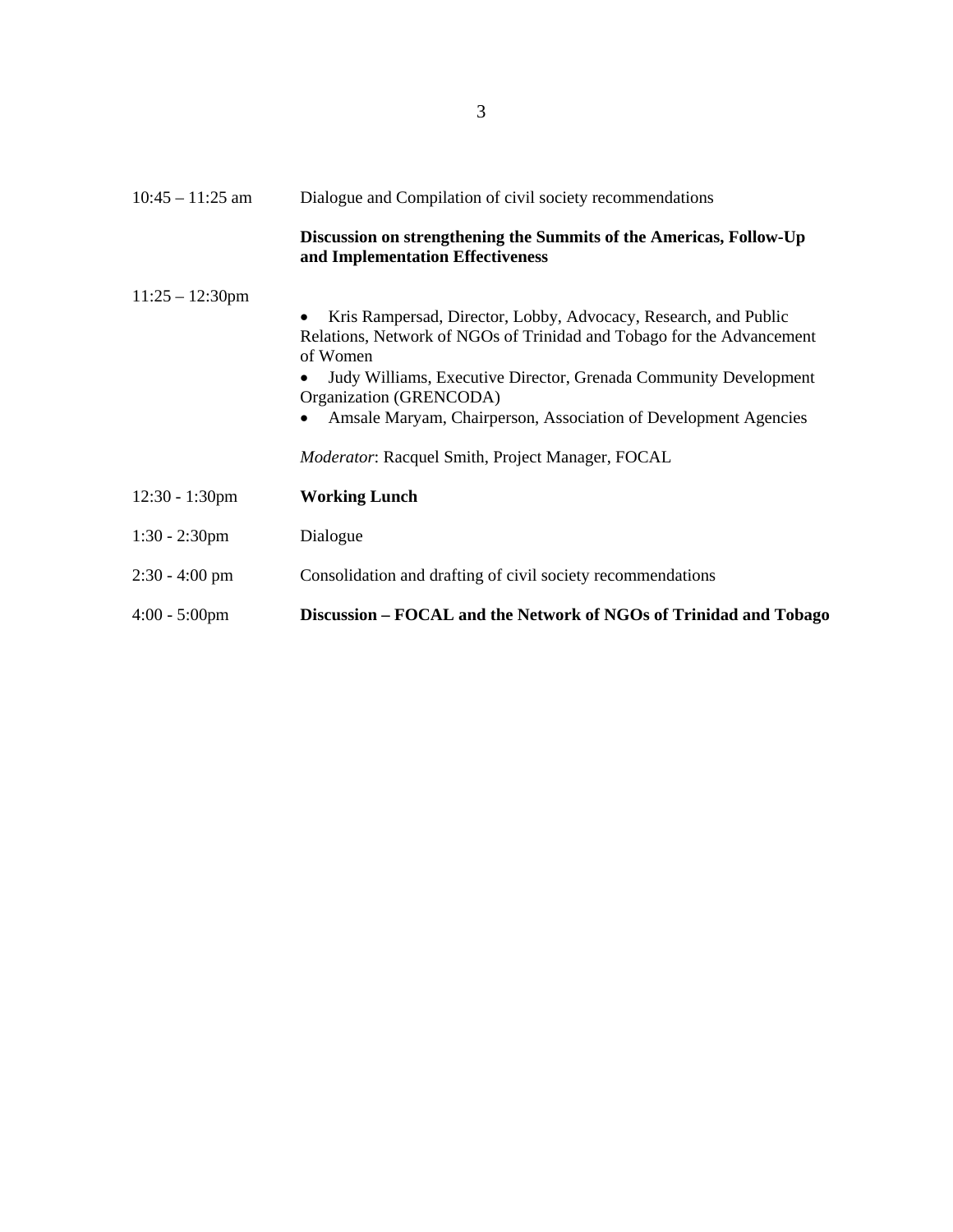| | |
|---|---|
| 10:45 – 11:25 am | Dialogue and Compilation of civil society recommendations |
| | **Discussion on strengthening the Summits of the Americas, Follow-Up and Implementation Effectiveness** |
| 11:25 – 12:30pm | • Kris Rampersad, Director, Lobby, Advocacy, Research, and Public Relations, Network of NGOs of Trinidad and Tobago for the Advancement of Women<br>• Judy Williams, Executive Director, Grenada Community Development Organization (GRENCODA)<br>• Amsale Maryam, Chairperson, Association of Development Agencies<br><br>*Moderator*: Racquel Smith, Project Manager, FOCAL |
| 12:30 - 1:30pm | **Working Lunch** |
| 1:30 - 2:30pm | Dialogue |
| 2:30 - 4:00 pm | Consolidation and drafting of civil society recommendations |
| 4:00 - 5:00pm | **Discussion – FOCAL and the Network of NGOs of Trinidad and Tobago** |